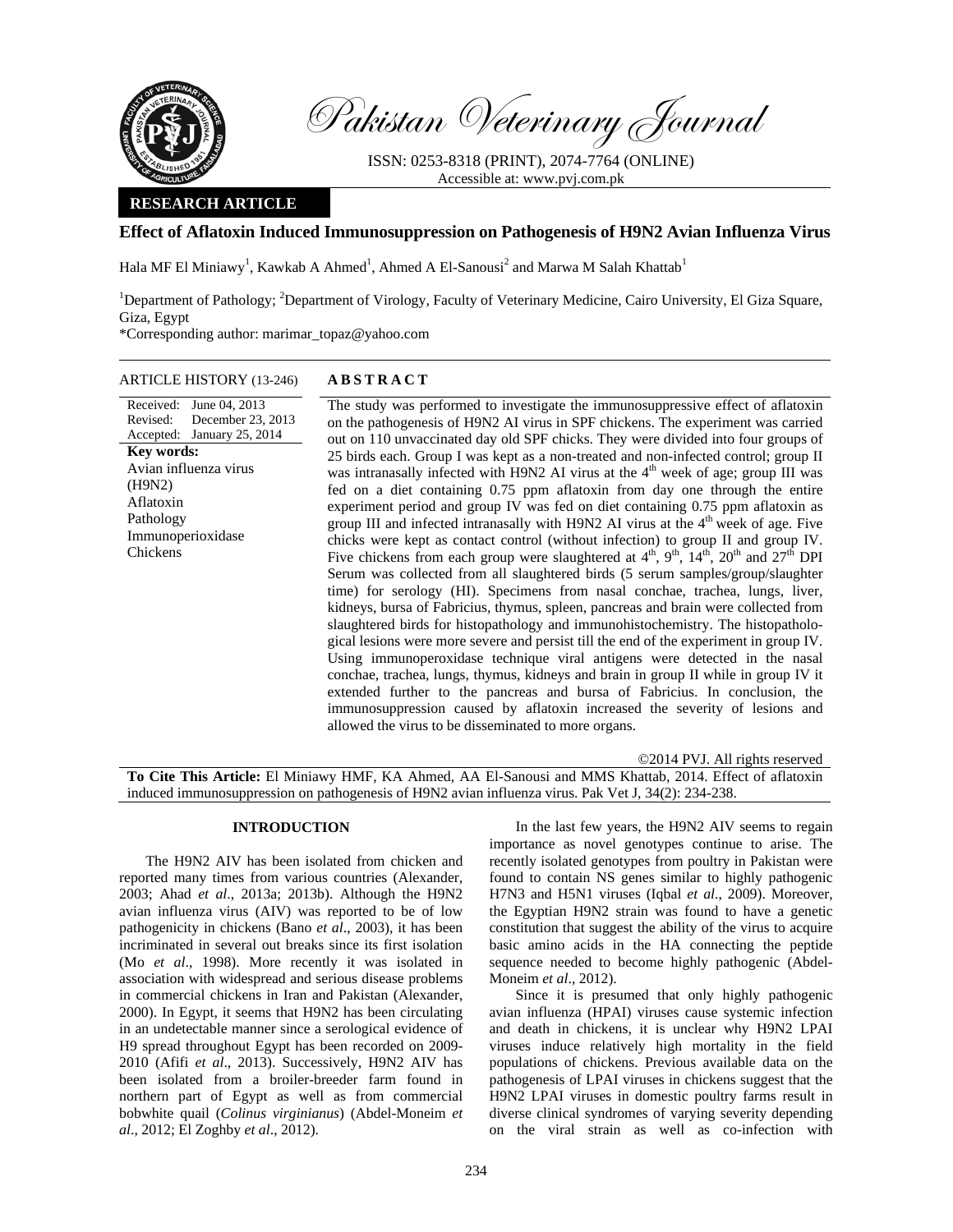# Pakistan Veterinary Journal

ISSN: 0253-8318 (PRINT), 2074-7764 (ONLINE)
Accessible at: www.pvj.com.pk

**RESEARCH ARTICLE**

## Effect of Aflatoxin Induced Immunosuppression on Pathogenesis of H9N2 Avian Influenza Virus

Hala MF El Miniawy[1], Kawkab A Ahmed[1], Ahmed A El-Sanousi[2] and Marwa M Salah Khattab[1]

[1]Department of Pathology; [2]Department of Virology, Faculty of Veterinary Medicine, Cairo University, El Giza Square, Giza, Egypt

*Corresponding author: marimar_topaz@yahoo.com

**ARTICLE HISTORY** (13-246)

Received: June 04, 2013
Revised: December 23, 2013
Accepted: January 25, 2014

**Key words:**
Avian influenza virus (H9N2)
Aflatoxin
Pathology
Immunoperioxidase
Chickens

**A B S T R A C T**

The study was performed to investigate the immunosuppressive effect of aflatoxin on the pathogenesis of H9N2 AI virus in SPF chickens. The experiment was carried out on 110 unvaccinated day old SPF chicks. They were divided into four groups of 25 birds each. Group I was kept as a non-treated and non-infected control; group II was intranasally infected with H9N2 AI virus at the 4[th] week of age; group III was fed on a diet containing 0.75 ppm aflatoxin from day one through the entire experiment period and group IV was fed on diet containing 0.75 ppm aflatoxin as group III and infected intranasally with H9N2 AI virus at the 4[th] week of age. Five chicks were kept as contact control (without infection) to group II and group IV. Five chickens from each group were slaughtered at 4[th], 9[th], 14[th], 20[th] and 27[th] DPI Serum was collected from all slaughtered birds (5 serum samples/group/slaughter time) for serology (HI). Specimens from nasal conchae, trachea, lungs, liver, kidneys, bursa of Fabricius, thymus, spleen, pancreas and brain were collected from slaughtered birds for histopathology and immunohistochemistry. The histopathological lesions were more severe and persist till the end of the experiment in group IV. Using immunoperoxidase technique viral antigens were detected in the nasal conchae, trachea, lungs, thymus, kidneys and brain in group II while in group IV it extended further to the pancreas and bursa of Fabricius. In conclusion, the immunosuppression caused by aflatoxin increased the severity of lesions and allowed the virus to be disseminated to more organs.

©2014 PVJ. All rights reserved

**To Cite This Article:** El Miniawy HMF, KA Ahmed, AA El-Sanousi and MMS Khattab, 2014. Effect of aflatoxin induced immunosuppression on pathogenesis of H9N2 avian influenza virus. Pak Vet J, 34(2): 234-238.

## INTRODUCTION

The H9N2 AIV has been isolated from chicken and reported many times from various countries (Alexander, 2003; Ahad *et al*., 2013a; 2013b). Although the H9N2 avian influenza virus (AIV) was reported to be of low pathogenicity in chickens (Bano *et al*., 2003), it has been incriminated in several out breaks since its first isolation (Mo *et al*., 1998). More recently it was isolated in association with widespread and serious disease problems in commercial chickens in Iran and Pakistan (Alexander, 2000). In Egypt, it seems that H9N2 has been circulating in an undetectable manner since a serological evidence of H9 spread throughout Egypt has been recorded on 2009-2010 (Afifi *et al*., 2013). Successively, H9N2 AIV has been isolated from a broiler-breeder farm found in northern part of Egypt as well as from commercial bobwhite quail (*Colinus virginianus*) (Abdel-Moneim *et al*., 2012; El Zoghby *et al*., 2012).

In the last few years, the H9N2 AIV seems to regain importance as novel genotypes continue to arise. The recently isolated genotypes from poultry in Pakistan were found to contain NS genes similar to highly pathogenic H7N3 and H5N1 viruses (Iqbal *et al*., 2009). Moreover, the Egyptian H9N2 strain was found to have a genetic constitution that suggest the ability of the virus to acquire basic amino acids in the HA connecting the peptide sequence needed to become highly pathogenic (Abdel-Moneim *et al*., 2012).

Since it is presumed that only highly pathogenic avian influenza (HPAI) viruses cause systemic infection and death in chickens, it is unclear why H9N2 LPAI viruses induce relatively high mortality in the field populations of chickens. Previous available data on the pathogenesis of LPAI viruses in chickens suggest that the H9N2 LPAI viruses in domestic poultry farms result in diverse clinical syndromes of varying severity depending on the viral strain as well as co-infection with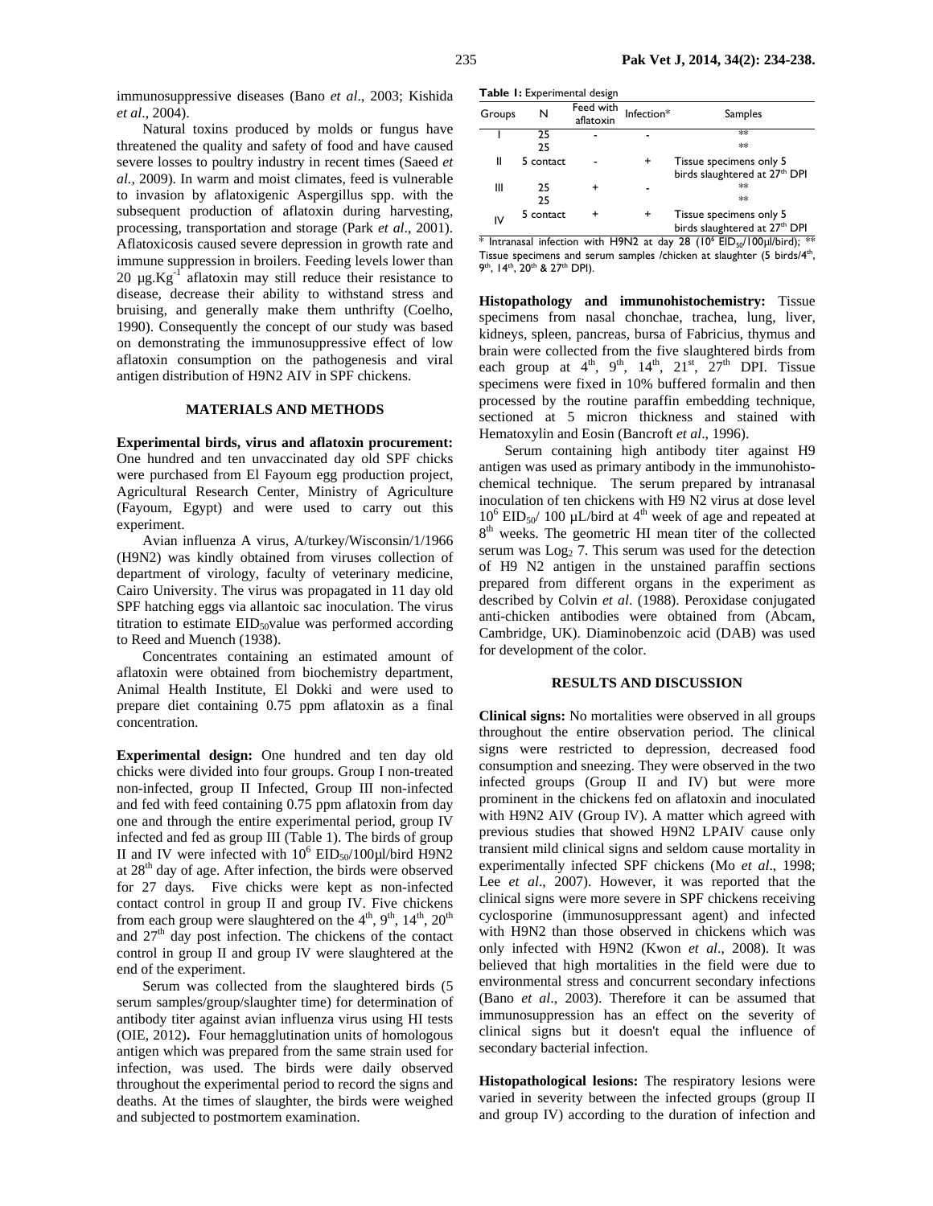immunosuppressive diseases (Bano *et al*., 2003; Kishida *et al*., 2004).

Natural toxins produced by molds or fungus have threatened the quality and safety of food and have caused severe losses to poultry industry in recent times (Saeed *et al.,* 2009). In warm and moist climates, feed is vulnerable to invasion by aflatoxigenic Aspergillus spp. with the subsequent production of aflatoxin during harvesting, processing, transportation and storage (Park *et al*., 2001). Aflatoxicosis caused severe depression in growth rate and immune suppression in broilers. Feeding levels lower than 20 $\mu g.Kg^{-1}$ aflatoxin may still reduce their resistance to disease, decrease their ability to withstand stress and bruising, and generally make them unthrifty (Coelho, 1990). Consequently the concept of our study was based on demonstrating the immunosuppressive effect of low aflatoxin consumption on the pathogenesis and viral antigen distribution of H9N2 AIV in SPF chickens.

## MATERIALS AND METHODS

**Experimental birds, virus and aflatoxin procurement:** One hundred and ten unvaccinated day old SPF chicks were purchased from El Fayoum egg production project, Agricultural Research Center, Ministry of Agriculture (Fayoum, Egypt) and were used to carry out this experiment.

Avian influenza A virus, A/turkey/Wisconsin/1/1966 (H9N2) was kindly obtained from viruses collection of department of virology, faculty of veterinary medicine, Cairo University. The virus was propagated in 11 day old SPF hatching eggs via allantoic sac inoculation. The virus titration to estimate $EID_{50}$value was performed according to Reed and Muench (1938).

Concentrates containing an estimated amount of aflatoxin were obtained from biochemistry department, Animal Health Institute, El Dokki and were used to prepare diet containing 0.75 ppm aflatoxin as a final concentration.

**Experimental design:** One hundred and ten day old chicks were divided into four groups. Group I non-treated non-infected, group II Infected, Group III non-infected and fed with feed containing 0.75 ppm aflatoxin from day one and through the entire experimental period, group IV infected and fed as group III (Table 1). The birds of group II and IV were infected with $10^6$ $EID_{50}$/100µl/bird H9N2 at 28[th] day of age. After infection, the birds were observed for 27 days. Five chicks were kept as non-infected contact control in group II and group IV. Five chickens from each group were slaughtered on the 4[th], 9[th], 14[th], 20[th] and 27[th] day post infection. The chickens of the contact control in group II and group IV were slaughtered at the end of the experiment.

Serum was collected from the slaughtered birds (5 serum samples/group/slaughter time) for determination of antibody titer against avian influenza virus using HI tests (OIE, 2012)**.** Four hemagglutination units of homologous antigen which was prepared from the same strain used for infection, was used. The birds were daily observed throughout the experimental period to record the signs and deaths. At the times of slaughter, the birds were weighed and subjected to postmortem examination.

**Table 1:** Experimental design

| Groups | N | Feed with aflatoxin | Infection* | Samples |
|---|---|---|---|---|
| I | 25 | - | - | ** |
| | 25 | | | ** |
| II | 5 contact | - | + | Tissue specimens only 5 birds slaughtered at 27[th] DPI |
| III | 25 | + | - | ** |
| | 25 | | | ** |
| IV | 5 contact | + | + | Tissue specimens only 5 birds slaughtered at 27[th] DPI |

\* Intranasal infection with H9N2 at day 28 ($10^6$ $EID_{50}$/100µl/bird); ** Tissue specimens and serum samples /chicken at slaughter (5 birds/4[th], 9[th], 14[th], 20[th] & 27[th] DPI).

**Histopathology and immunohistochemistry:** Tissue specimens from nasal chonchae, trachea, lung, liver, kidneys, spleen, pancreas, bursa of Fabricius, thymus and brain were collected from the five slaughtered birds from each group at 4[th], 9[th], 14[th], 21[st], 27[th] DPI. Tissue specimens were fixed in 10% buffered formalin and then processed by the routine paraffin embedding technique, sectioned at 5 micron thickness and stained with Hematoxylin and Eosin (Bancroft *et al*., 1996).

Serum containing high antibody titer against H9 antigen was used as primary antibody in the immunohisto-chemical technique. The serum prepared by intranasal inoculation of ten chickens with H9 N2 virus at dose level $10^6$ $EID_{50}$/ 100 µL/bird at 4[th] week of age and repeated at 8[th] weeks. The geometric HI mean titer of the collected serum was $Log_2$ 7. This serum was used for the detection of H9 N2 antigen in the unstained paraffin sections prepared from different organs in the experiment as described by Colvin *et al*. (1988). Peroxidase conjugated anti-chicken antibodies were obtained from (Abcam, Cambridge, UK). Diaminobenzoic acid (DAB) was used for development of the color.

## RESULTS AND DISCUSSION

**Clinical signs:** No mortalities were observed in all groups throughout the entire observation period. The clinical signs were restricted to depression, decreased food consumption and sneezing. They were observed in the two infected groups (Group II and IV) but were more prominent in the chickens fed on aflatoxin and inoculated with H9N2 AIV (Group IV). A matter which agreed with previous studies that showed H9N2 LPAIV cause only transient mild clinical signs and seldom cause mortality in experimentally infected SPF chickens (Mo *et al*., 1998; Lee *et al*., 2007). However, it was reported that the clinical signs were more severe in SPF chickens receiving cyclosporine (immunosuppressant agent) and infected with H9N2 than those observed in chickens which was only infected with H9N2 (Kwon *et al*., 2008). It was believed that high mortalities in the field were due to environmental stress and concurrent secondary infections (Bano *et al*., 2003). Therefore it can be assumed that immunosuppression has an effect on the severity of clinical signs but it doesn't equal the influence of secondary bacterial infection.

**Histopathological lesions:** The respiratory lesions were varied in severity between the infected groups (group II and group IV) according to the duration of infection and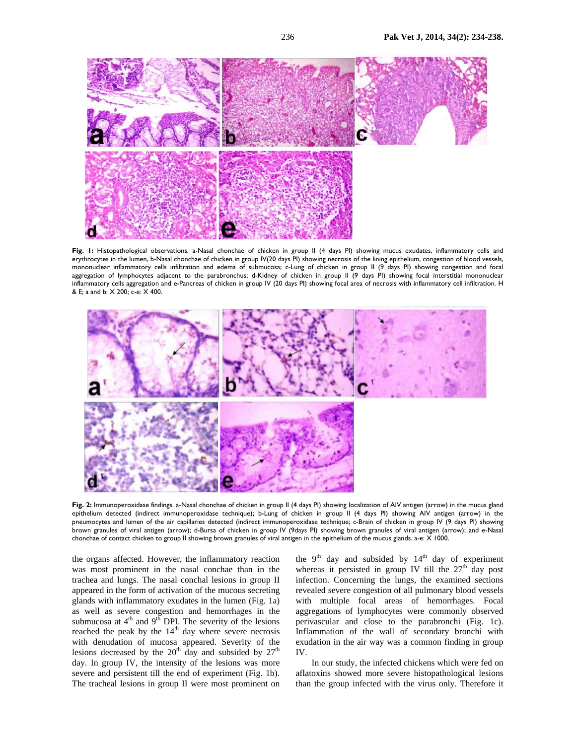**Fig. 1:** Histopathological observations. a-Nasal chonchae of chicken in group II (4 days PI) showing mucus exudates, inflammatory cells and erythrocytes in the lumen, b-Nasal chonchae of chicken in group IV(20 days PI) showing necrosis of the lining epithelium, congestion of blood vessels, mononuclear inflammatory cells infiltration and edema of submucosa; c-Lung of chicken in group II (9 days PI) showing congestion and focal aggregation of lymphocytes adjacent to the parabronchus; d-Kidney of chicken in group II (9 days PI) showing focal interstitial mononuclear inflammatory cells aggregation and e-Pancreas of chicken in group IV (20 days PI) showing focal area of necrosis with inflammatory cell infiltration. H & E; a and b: X 200; c-e: X 400.

**Fig. 2:** Immunoperoxidase findings. a-Nasal chonchae of chicken in group II (4 days PI) showing localization of AIV antigen (arrow) in the mucus gland epithelium detected (indirect immunoperoxidase technique); b-Lung of chicken in group II (4 days PI) showing AIV antigen (arrow) in the pneumocytes and lumen of the air capillaries detected (indirect immunoperoxidase technique; c-Brain of chicken in group IV (9 days PI) showing brown granules of viral antigen (arrow); d-Bursa of chicken in group IV (9days PI) showing brown granules of viral antigen (arrow); and e-Nasal chonchae of contact chicken to group II showing brown granules of viral antigen in the epithelium of the mucus glands. a-e: X 1000.

the organs affected. However, the inflammatory reaction was most prominent in the nasal conchae than in the trachea and lungs. The nasal conchal lesions in group II appeared in the form of activation of the mucous secreting glands with inflammatory exudates in the lumen (Fig. 1a) as well as severe congestion and hemorrhages in the submucosa at 4th and 9th DPI. The severity of the lesions reached the peak by the 14th day where severe necrosis with denudation of mucosa appeared. Severity of the lesions decreased by the 20th day and subsided by 27th day. In group IV, the intensity of the lesions was more severe and persistent till the end of experiment (Fig. 1b). The tracheal lesions in group II were most prominent on the 9th day and subsided by 14th day of experiment whereas it persisted in group IV till the 27th day post infection. Concerning the lungs, the examined sections revealed severe congestion of all pulmonary blood vessels with multiple focal areas of hemorrhages. Focal aggregations of lymphocytes were commonly observed perivascular and close to the parabronchi (Fig. 1c). Inflammation of the wall of secondary bronchi with exudation in the air way was a common finding in group IV.

In our study, the infected chickens which were fed on aflatoxins showed more severe histopathological lesions than the group infected with the virus only. Therefore it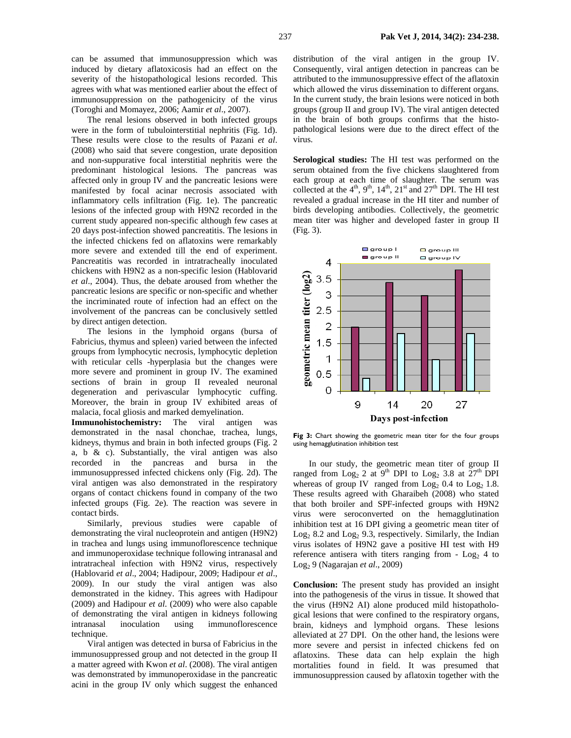can be assumed that immunosuppression which was induced by dietary aflatoxicosis had an effect on the severity of the histopathological lesions recorded. This agrees with what was mentioned earlier about the effect of immunosuppression on the pathogenicity of the virus (Toroghi and Momayez, 2006; Aamir *et al*., 2007).

The renal lesions observed in both infected groups were in the form of tubulointerstitial nephritis (Fig. 1d). These results were close to the results of Pazani *et al*. (2008) who said that severe congestion, urate deposition and non-suppurative focal interstitial nephritis were the predominant histological lesions. The pancreas was affected only in group IV and the pancreatic lesions were manifested by focal acinar necrosis associated with inflammatory cells infiltration (Fig. 1e). The pancreatic lesions of the infected group with H9N2 recorded in the current study appeared non-specific although few cases at 20 days post-infection showed pancreatitis. The lesions in the infected chickens fed on aflatoxins were remarkably more severe and extended till the end of experiment. Pancreatitis was recorded in intratracheally inoculated chickens with H9N2 as a non-specific lesion (Hablovarid *et al*., 2004). Thus, the debate aroused from whether the pancreatic lesions are specific or non-specific and whether the incriminated route of infection had an effect on the involvement of the pancreas can be conclusively settled by direct antigen detection.

The lesions in the lymphoid organs (bursa of Fabricius, thymus and spleen) varied between the infected groups from lymphocytic necrosis, lymphocytic depletion with reticular cells -hyperplasia but the changes were more severe and prominent in group IV. The examined sections of brain in group II revealed neuronal degeneration and perivascular lymphocytic cuffing. Moreover, the brain in group IV exhibited areas of malacia, focal gliosis and marked demyelination.

**Immunohistochemistry:** The viral antigen was demonstrated in the nasal chonchae, trachea, lungs, kidneys, thymus and brain in both infected groups (Fig. 2 a, b & c). Substantially, the viral antigen was also recorded in the pancreas and bursa in the immunosuppressed infected chickens only (Fig. 2d). The viral antigen was also demonstrated in the respiratory organs of contact chickens found in company of the two infected groups (Fig. 2e). The reaction was severe in contact birds.

Similarly, previous studies were capable of demonstrating the viral nucleoprotein and antigen (H9N2) in trachea and lungs using immunoflorescence technique and immunoperoxidase technique following intranasal and intratracheal infection with H9N2 virus, respectively (Hablovarid *et al*., 2004; Hadipour, 2009; Hadipour *et al*., 2009). In our study the viral antigen was also demonstrated in the kidney. This agrees with Hadipour (2009) and Hadipour *et al*. (2009) who were also capable of demonstrating the viral antigen in kidneys following intranasal inoculation using immunoflorescence technique.

Viral antigen was detected in bursa of Fabricius in the immunosuppressed group and not detected in the group II a matter agreed with Kwon *et al*. (2008). The viral antigen was demonstrated by immunoperoxidase in the pancreatic acini in the group IV only which suggest the enhanced distribution of the viral antigen in the group IV. Consequently, viral antigen detection in pancreas can be attributed to the immunosuppressive effect of the aflatoxin which allowed the virus dissemination to different organs. In the current study, the brain lesions were noticed in both groups (group II and group IV). The viral antigen detected in the brain of both groups confirms that the histopathological lesions were due to the direct effect of the virus.

**Serological studies:** The HI test was performed on the serum obtained from the five chickens slaughtered from each group at each time of slaughter. The serum was collected at the 4th, 9th, 14th, 21st and 27th DPI. The HI test revealed a gradual increase in the HI titer and number of birds developing antibodies. Collectively, the geometric mean titer was higher and developed faster in group II (Fig. 3).

**Fig 3:** Chart showing the geometric mean titer for the four groups using hemagglutination inhibition test

In our study, the geometric mean titer of group II ranged from $Log_2$ 2 at 9th DPI to $Log_2$ 3.8 at 27th DPI whereas of group IV ranged from $Log_2$ 0.4 to $Log_2$ 1.8. These results agreed with Gharaibeh (2008) who stated that both broiler and SPF-infected groups with H9N2 virus were seroconverted on the hemagglutination inhibition test at 16 DPI giving a geometric mean titer of $Log_2$ 8.2 and $Log_2$ 9.3, respectively. Similarly, the Indian virus isolates of H9N2 gave a positive HI test with H9 reference antisera with titers ranging from - $Log_2$ 4 to $Log_2$ 9 (Nagarajan *et al*., 2009)

**Conclusion:** The present study has provided an insight into the pathogenesis of the virus in tissue. It showed that the virus (H9N2 AI) alone produced mild histopathological lesions that were confined to the respiratory organs, brain, kidneys and lymphoid organs. These lesions alleviated at 27 DPI. On the other hand, the lesions were more severe and persist in infected chickens fed on aflatoxins. These data can help explain the high mortalities found in field. It was presumed that immunosuppression caused by aflatoxin together with the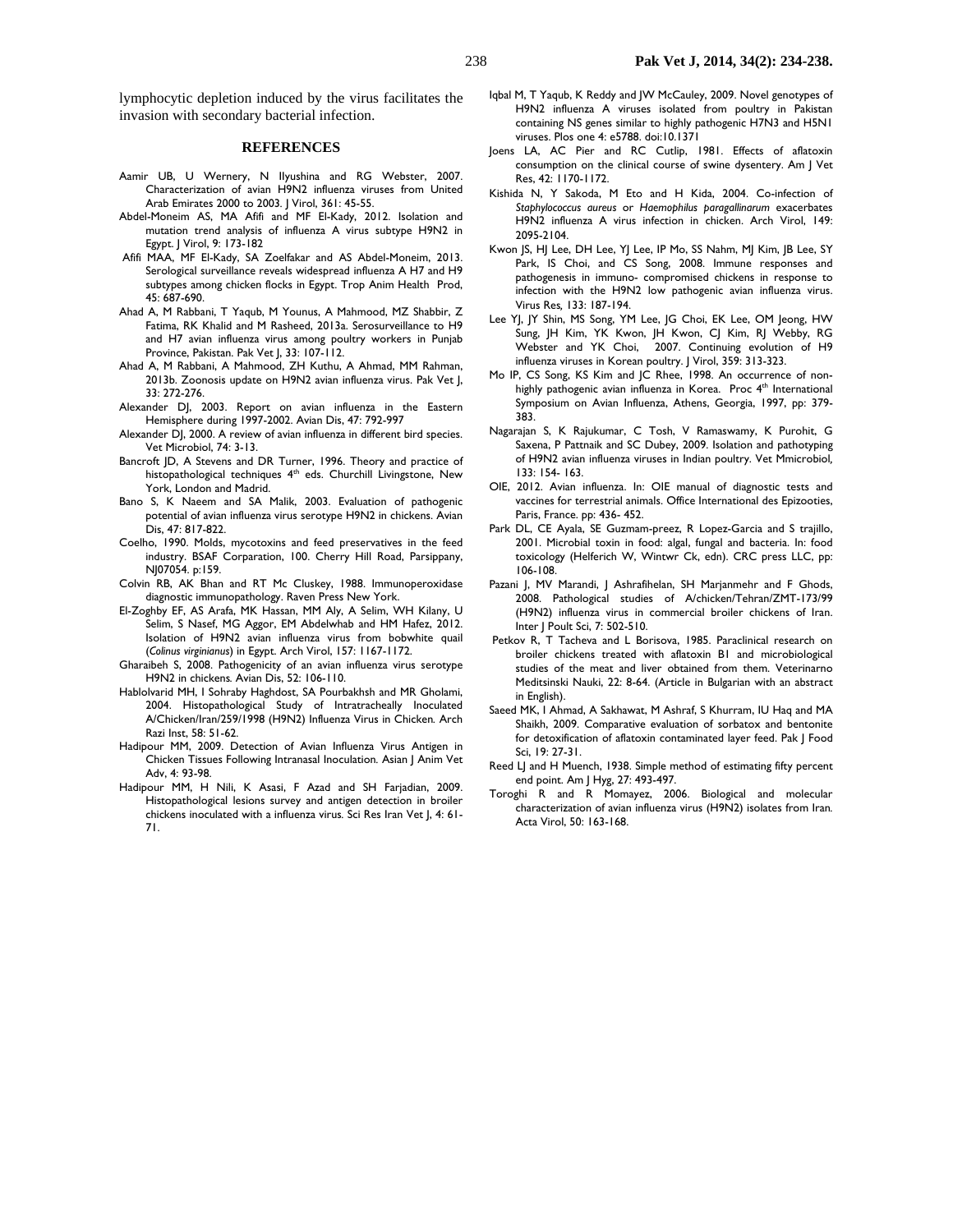lymphocytic depletion induced by the virus facilitates the invasion with secondary bacterial infection.

## REFERENCES

Aamir UB, U Wernery, N Ilyushina and RG Webster, 2007. Characterization of avian H9N2 influenza viruses from United Arab Emirates 2000 to 2003. J Virol, 361: 45-55.

Abdel-Moneim AS, MA Afifi and MF El-Kady, 2012. Isolation and mutation trend analysis of influenza A virus subtype H9N2 in Egypt. J Virol, 9: 173-182

Afifi MAA, MF El-Kady, SA Zoelfakar and AS Abdel-Moneim, 2013. Serological surveillance reveals widespread influenza A H7 and H9 subtypes among chicken flocks in Egypt. Trop Anim Health Prod, 45: 687-690.

Ahad A, M Rabbani, T Yaqub, M Younus, A Mahmood, MZ Shabbir, Z Fatima, RK Khalid and M Rasheed, 2013a. Serosurveillance to H9 and H7 avian influenza virus among poultry workers in Punjab Province, Pakistan. Pak Vet J, 33: 107-112.

Ahad A, M Rabbani, A Mahmood, ZH Kuthu, A Ahmad, MM Rahman, 2013b. Zoonosis update on H9N2 avian influenza virus. Pak Vet J, 33: 272-276.

Alexander DJ, 2003. Report on avian influenza in the Eastern Hemisphere during 1997-2002. Avian Dis, 47: 792-997

Alexander DJ, 2000. A review of avian influenza in different bird species. Vet Microbiol, 74: 3-13.

Bancroft JD, A Stevens and DR Turner, 1996. Theory and practice of histopathological techniques 4th eds. Churchill Livingstone, New York, London and Madrid.

Bano S, K Naeem and SA Malik, 2003. Evaluation of pathogenic potential of avian influenza virus serotype H9N2 in chickens. Avian Dis, 47: 817-822.

Coelho, 1990. Molds, mycotoxins and feed preservatives in the feed industry. BSAF Corparation, 100. Cherry Hill Road, Parsippany, NJ07054. p:159.

Colvin RB, AK Bhan and RT Mc Cluskey, 1988. Immunoperoxidase diagnostic immunopathology. Raven Press New York.

El-Zoghby EF, AS Arafa, MK Hassan, MM Aly, A Selim, WH Kilany, U Selim, S Nasef, MG Aggor, EM Abdelwhab and HM Hafez, 2012. Isolation of H9N2 avian influenza virus from bobwhite quail (*Colinus virginianus*) in Egypt. Arch Virol, 157: 1167-1172.

Gharaibeh S, 2008. Pathogenicity of an avian influenza virus serotype H9N2 in chickens. Avian Dis, 52: 106-110.

Hablolvarid MH, I Sohraby Haghdost, SA Pourbakhsh and MR Gholami, 2004. Histopathological Study of Intratracheally Inoculated A/Chicken/Iran/259/1998 (H9N2) Influenza Virus in Chicken. Arch Razi Inst, 58: 51-62.

Hadipour MM, 2009. Detection of Avian Influenza Virus Antigen in Chicken Tissues Following Intranasal Inoculation. Asian J Anim Vet Adv, 4: 93-98.

Hadipour MM, H Nili, K Asasi, F Azad and SH Farjadian, 2009. Histopathological lesions survey and antigen detection in broiler chickens inoculated with a influenza virus. Sci Res Iran Vet J, 4: 61-71.

Iqbal M, T Yaqub, K Reddy and JW McCauley, 2009. Novel genotypes of H9N2 influenza A viruses isolated from poultry in Pakistan containing NS genes similar to highly pathogenic H7N3 and H5N1 viruses. Plos one 4: e5788. doi:10.1371

Joens LA, AC Pier and RC Cutlip, 1981. Effects of aflatoxin consumption on the clinical course of swine dysentery. Am J Vet Res, 42: 1170-1172.

Kishida N, Y Sakoda, M Eto and H Kida, 2004. Co-infection of *Staphylococcus aureus* or *Haemophilus paragallinarum* exacerbates H9N2 influenza A virus infection in chicken. Arch Virol, 149: 2095-2104.

Kwon JS, HJ Lee, DH Lee, YJ Lee, IP Mo, SS Nahm, MJ Kim, JB Lee, SY Park, IS Choi, and CS Song, 2008. Immune responses and pathogenesis in immuno- compromised chickens in response to infection with the H9N2 low pathogenic avian influenza virus. Virus Res, 133: 187-194.

Lee YJ, JY Shin, MS Song, YM Lee, JG Choi, EK Lee, OM Jeong, HW Sung, JH Kim, YK Kwon, JH Kwon, CJ Kim, RJ Webby, RG Webster and YK Choi, 2007. Continuing evolution of H9 influenza viruses in Korean poultry. J Virol, 359: 313-323.

Mo IP, CS Song, KS Kim and JC Rhee, 1998. An occurrence of non-highly pathogenic avian influenza in Korea. Proc 4th International Symposium on Avian Influenza, Athens, Georgia, 1997, pp: 379-383.

Nagarajan S, K Rajukumar, C Tosh, V Ramaswamy, K Purohit, G Saxena, P Pattnaik and SC Dubey, 2009. Isolation and pathotyping of H9N2 avian influenza viruses in Indian poultry. Vet Mmicrobiol, 133: 154- 163.

OIE, 2012. Avian influenza. In: OIE manual of diagnostic tests and vaccines for terrestrial animals. Office International des Epizooties, Paris, France. pp: 436- 452.

Park DL, CE Ayala, SE Guzmam-preez, R Lopez-Garcia and S trajillo, 2001. Microbial toxin in food: algal, fungal and bacteria. In: food toxicology (Helferich W, Wintwr Ck, edn). CRC press LLC, pp: 106-108.

Pazani J, MV Marandi, J Ashrafihelan, SH Marjanmehr and F Ghods, 2008. Pathological studies of A/chicken/Tehran/ZMT-173/99 (H9N2) influenza virus in commercial broiler chickens of Iran. Inter J Poult Sci, 7: 502-510.

Petkov R, T Tacheva and L Borisova, 1985. Paraclinical research on broiler chickens treated with aflatoxin B1 and microbiological studies of the meat and liver obtained from them. Veterinarno Meditsinski Nauki, 22: 8-64. (Article in Bulgarian with an abstract in English).

Saeed MK, I Ahmad, A Sakhawat, M Ashraf, S Khurram, IU Haq and MA Shaikh, 2009. Comparative evaluation of sorbatox and bentonite for detoxification of aflatoxin contaminated layer feed. Pak J Food Sci, 19: 27-31.

Reed LJ and H Muench, 1938. Simple method of estimating fifty percent end point. Am J Hyg, 27: 493-497.

Toroghi R and R Momayez, 2006. Biological and molecular characterization of avian influenza virus (H9N2) isolates from Iran. Acta Virol, 50: 163-168.